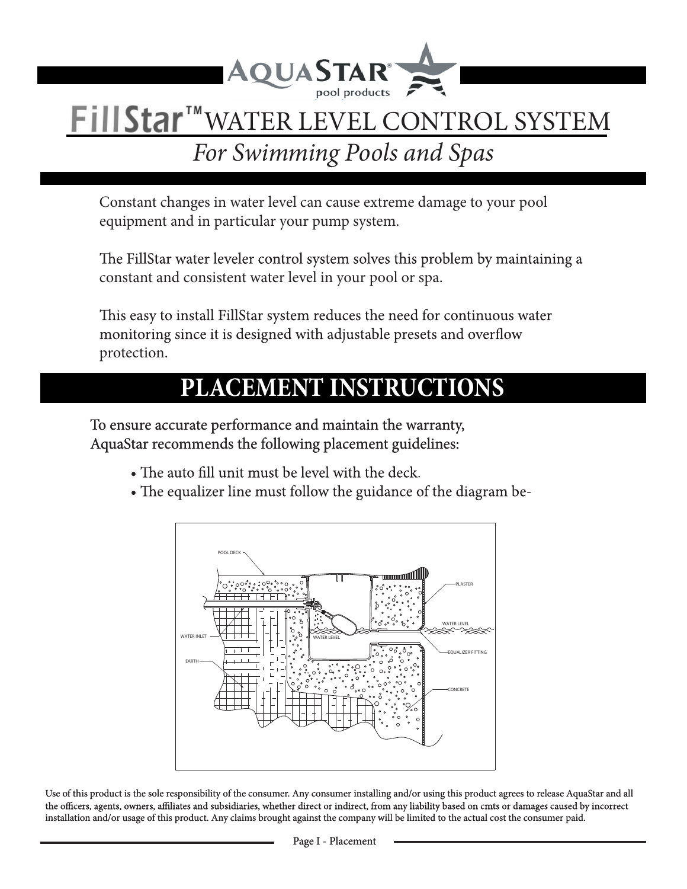# FillStar™ WATER LEVEL CONTROL SYSTEM

*For Swimming Pools and Spas*

Constant changes in water level can cause extreme damage to your pool equipment and in particular your pump system.

The FillStar water leveler control system solves this problem by maintaining a constant and consistent water level in your pool or spa.

This easy to install FillStar system reduces the need for continuous water monitoring since it is designed with adjustable presets and overflow protection.

## PLACEMENT INSTRUCTIONS

To ensure accurate performance and maintain the warranty, AquaStar recommends the following placement guidelines:

- The auto fill unit must be level with the deck.
- The equalizer line must follow the guidance of the diagram be-

Use of this product is the sole responsibility of the consumer. Any consumer installing and/or using this product agrees to release AquaStar and all the officers, agents, owners, affiliates and subsidiaries, whether direct or indirect, from any liability based on cmts or damages caused by incorrect installation and/or usage of this product. Any claims brought against the company will be limited to the actual cost the consumer paid.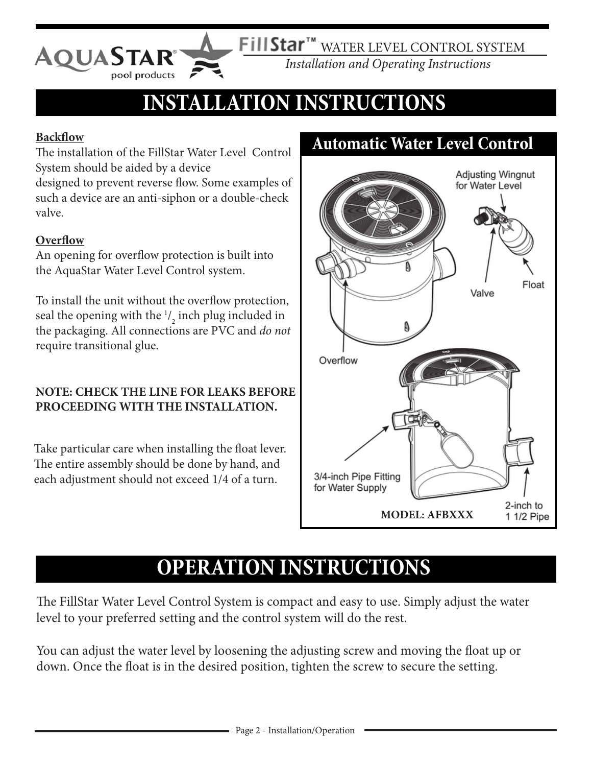# INSTALLATION INSTRUCTIONS

**Backflow**

The installation of the FillStar Water Level Control System should be aided by a device designed to prevent reverse flow. Some examples of such a device are an anti-siphon or a double-check valve.

**Overflow**

An opening for overflow protection is built into the AquaStar Water Level Control system.

To install the unit without the overflow protection, seal the opening with the 1/2 inch plug included in the packaging. All connections are PVC and *do not* require transitional glue.

**NOTE: CHECK THE LINE FOR LEAKS BEFORE PROCEEDING WITH THE INSTALLATION.**

Take particular care when installing the float lever. The entire assembly should be done by hand, and each adjustment should not exceed 1/4 of a turn.

## Automatic Water Level Control

Adjusting Wingnut for Water Level

Valve

Float

Overflow

3/4-inch Pipe Fitting for Water Supply

2-inch to 1 1/2 Pipe

**MODEL: AFBXXX**

# OPERATION INSTRUCTIONS

The FillStar Water Level Control System is compact and easy to use. Simply adjust the water level to your preferred setting and the control system will do the rest.

You can adjust the water level by loosening the adjusting screw and moving the float up or down. Once the float is in the desired position, tighten the screw to secure the setting.